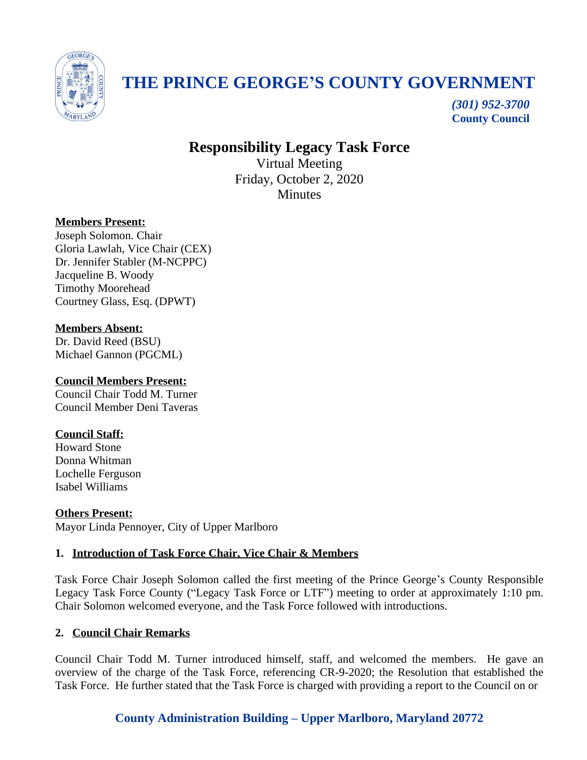# THE PRINCE GEORGE'S COUNTY GOVERNMENT

*(301) 952-3700*
**County Council**

## Responsibility Legacy Task Force

Virtual Meeting
Friday, October 2, 2020
Minutes

**Members Present:**
Joseph Solomon. Chair
Gloria Lawlah, Vice Chair (CEX)
Dr. Jennifer Stabler (M-NCPPC)
Jacqueline B. Woody
Timothy Moorehead
Courtney Glass, Esq. (DPWT)

**Members Absent:**
Dr. David Reed (BSU)
Michael Gannon (PGCML)

**Council Members Present:**
Council Chair Todd M. Turner
Council Member Deni Taveras

**Council Staff:**
Howard Stone
Donna Whitman
Lochelle Ferguson
Isabel Williams

**Others Present:**
Mayor Linda Pennoyer, City of Upper Marlboro

### 1. Introduction of Task Force Chair, Vice Chair & Members

Task Force Chair Joseph Solomon called the first meeting of the Prince George's County Responsible Legacy Task Force County ("Legacy Task Force or LTF") meeting to order at approximately 1:10 pm. Chair Solomon welcomed everyone, and the Task Force followed with introductions.

### 2. Council Chair Remarks

Council Chair Todd M. Turner introduced himself, staff, and welcomed the members. He gave an overview of the charge of the Task Force, referencing CR-9-2020; the Resolution that established the Task Force. He further stated that the Task Force is charged with providing a report to the Council on or

**County Administration Building – Upper Marlboro, Maryland 20772**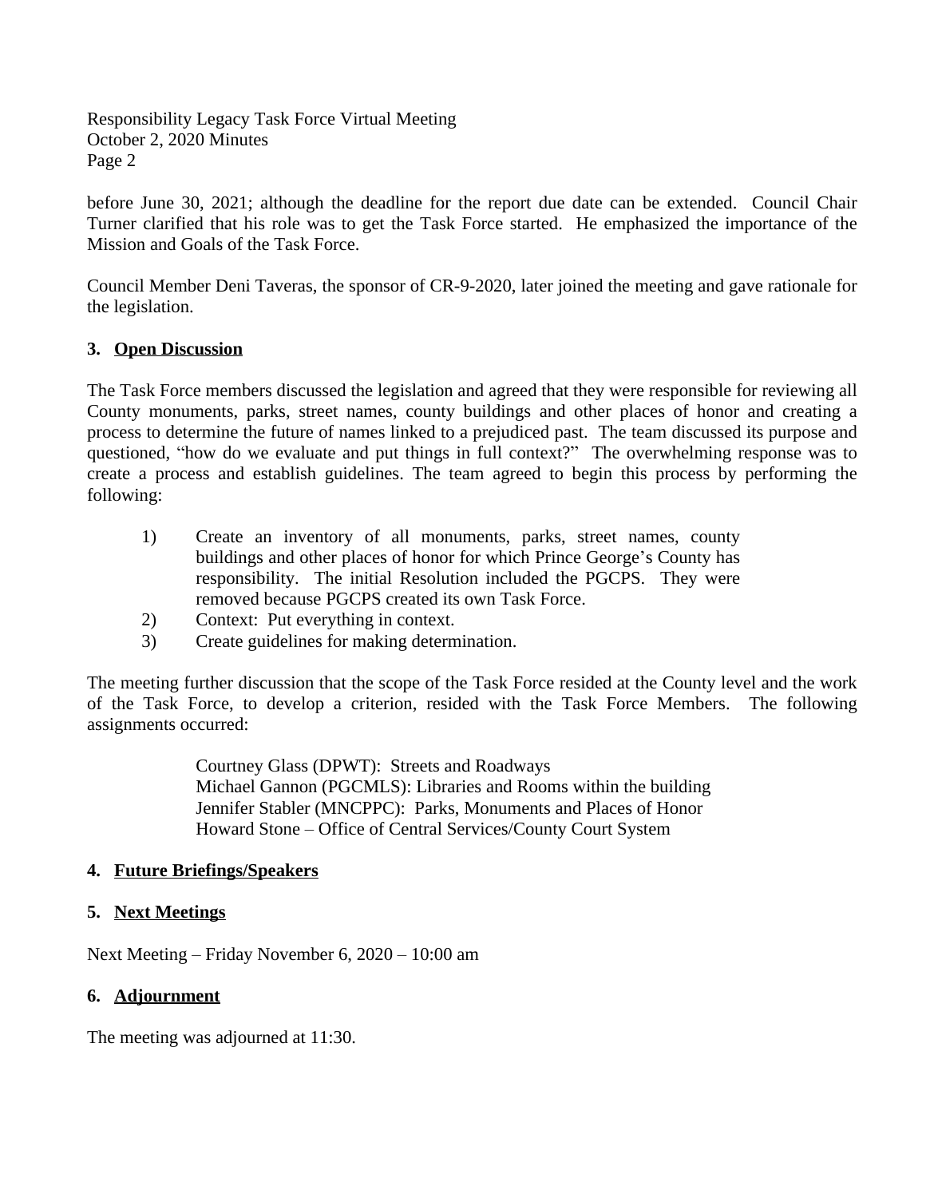before June 30, 2021; although the deadline for the report due date can be extended. Council Chair Turner clarified that his role was to get the Task Force started. He emphasized the importance of the Mission and Goals of the Task Force.

Council Member Deni Taveras, the sponsor of CR-9-2020, later joined the meeting and gave rationale for the legislation.

**3. Open Discussion**

The Task Force members discussed the legislation and agreed that they were responsible for reviewing all County monuments, parks, street names, county buildings and other places of honor and creating a process to determine the future of names linked to a prejudiced past. The team discussed its purpose and questioned, "how do we evaluate and put things in full context?" The overwhelming response was to create a process and establish guidelines. The team agreed to begin this process by performing the following:

1) Create an inventory of all monuments, parks, street names, county buildings and other places of honor for which Prince George's County has responsibility. The initial Resolution included the PGCPS. They were removed because PGCPS created its own Task Force.
2) Context: Put everything in context.
3) Create guidelines for making determination.

The meeting further discussion that the scope of the Task Force resided at the County level and the work of the Task Force, to develop a criterion, resided with the Task Force Members. The following assignments occurred:

Courtney Glass (DPWT): Streets and Roadways
Michael Gannon (PGCMLS): Libraries and Rooms within the building
Jennifer Stabler (MNCPPC): Parks, Monuments and Places of Honor
Howard Stone – Office of Central Services/County Court System

**4. Future Briefings/Speakers**

**5. Next Meetings**

Next Meeting – Friday November 6, 2020 – 10:00 am

**6. Adjournment**

The meeting was adjourned at 11:30.